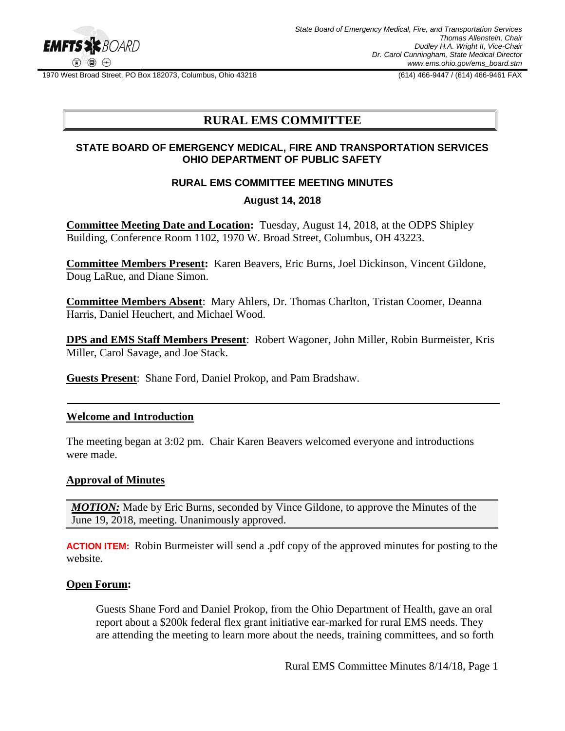State Board of Emergency Medical, Fire, and Transportation Services
Thomas Allenstein, Chair
Dudley H.A. Wright II, Vice-Chair
Dr. Carol Cunningham, State Medical Director
www.ems.ohio.gov/ems_board.stm

1970 West Broad Street, PO Box 182073, Columbus, Ohio 43218 (614) 466-9447 / (614) 466-9461 FAX

# RURAL EMS COMMITTEE

**STATE BOARD OF EMERGENCY MEDICAL, FIRE AND TRANSPORTATION SERVICES**
**OHIO DEPARTMENT OF PUBLIC SAFETY**

**RURAL EMS COMMITTEE MEETING MINUTES**

**August 14, 2018**

**Committee Meeting Date and Location:** Tuesday, August 14, 2018, at the ODPS Shipley Building, Conference Room 1102, 1970 W. Broad Street, Columbus, OH 43223.

**Committee Members Present:** Karen Beavers, Eric Burns, Joel Dickinson, Vincent Gildone, Doug LaRue, and Diane Simon.

**Committee Members Absent**: Mary Ahlers, Dr. Thomas Charlton, Tristan Coomer, Deanna Harris, Daniel Heuchert, and Michael Wood.

**DPS and EMS Staff Members Present**: Robert Wagoner, John Miller, Robin Burmeister, Kris Miller, Carol Savage, and Joe Stack.

**Guests Present**: Shane Ford, Daniel Prokop, and Pam Bradshaw.

---

## Welcome and Introduction

The meeting began at 3:02 pm. Chair Karen Beavers welcomed everyone and introductions were made.

## Approval of Minutes

***MOTION:*** Made by Eric Burns, seconded by Vince Gildone, to approve the Minutes of the June 19, 2018, meeting. Unanimously approved.

**ACTION ITEM:** Robin Burmeister will send a .pdf copy of the approved minutes for posting to the website.

## Open Forum:

Guests Shane Ford and Daniel Prokop, from the Ohio Department of Health, gave an oral report about a $200k federal flex grant initiative ear-marked for rural EMS needs. They are attending the meeting to learn more about the needs, training committees, and so forth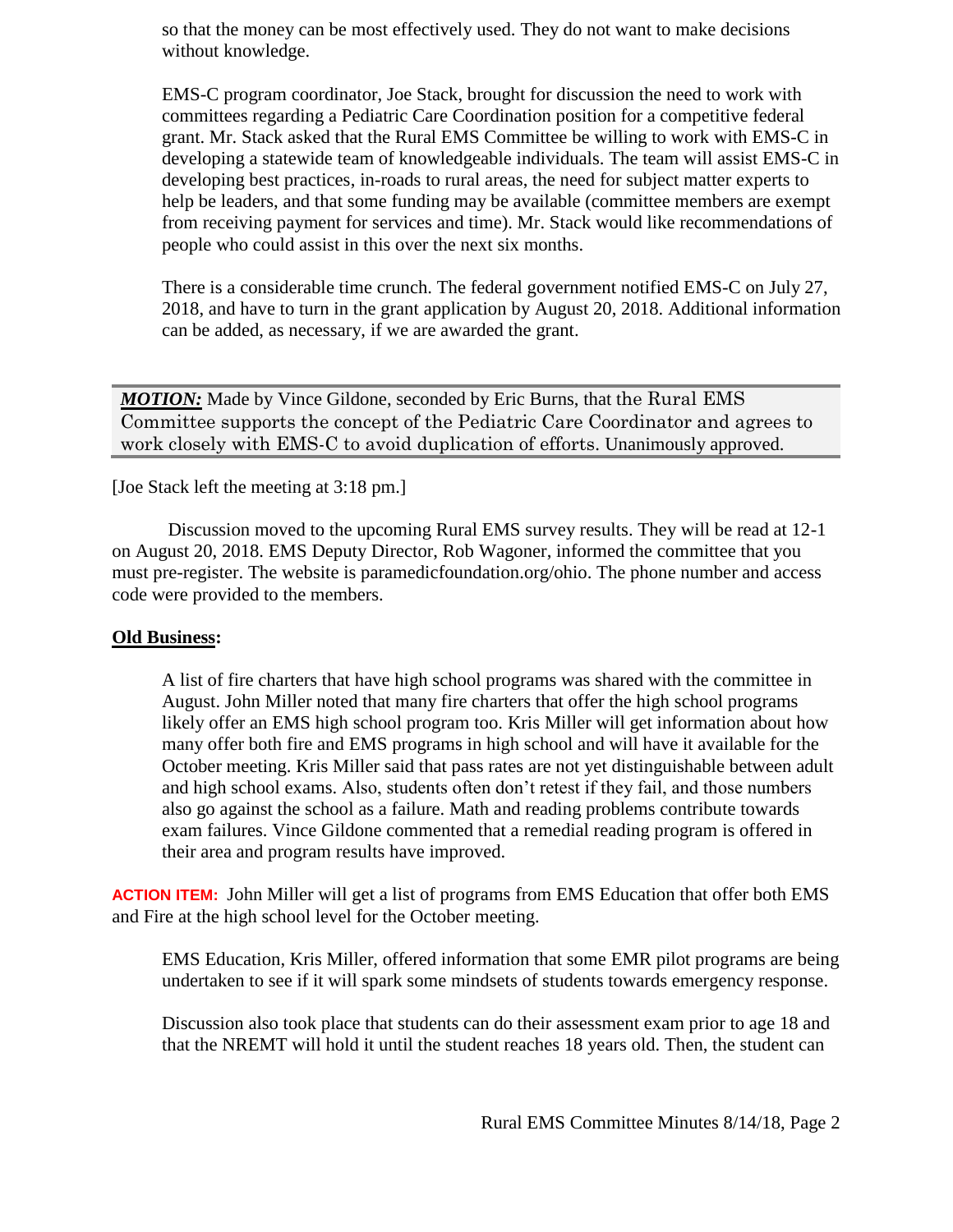so that the money can be most effectively used. They do not want to make decisions without knowledge.

EMS-C program coordinator, Joe Stack, brought for discussion the need to work with committees regarding a Pediatric Care Coordination position for a competitive federal grant. Mr. Stack asked that the Rural EMS Committee be willing to work with EMS-C in developing a statewide team of knowledgeable individuals. The team will assist EMS-C in developing best practices, in-roads to rural areas, the need for subject matter experts to help be leaders, and that some funding may be available (committee members are exempt from receiving payment for services and time). Mr. Stack would like recommendations of people who could assist in this over the next six months.

There is a considerable time crunch. The federal government notified EMS-C on July 27, 2018, and have to turn in the grant application by August 20, 2018. Additional information can be added, as necessary, if we are awarded the grant.

***MOTION:*** Made by Vince Gildone, seconded by Eric Burns, that the Rural EMS Committee supports the concept of the Pediatric Care Coordinator and agrees to work closely with EMS-C to avoid duplication of efforts. Unanimously approved.

[Joe Stack left the meeting at 3:18 pm.]

Discussion moved to the upcoming Rural EMS survey results. They will be read at 12-1 on August 20, 2018. EMS Deputy Director, Rob Wagoner, informed the committee that you must pre-register. The website is paramedicfoundation.org/ohio. The phone number and access code were provided to the members.

**Old Business:**

A list of fire charters that have high school programs was shared with the committee in August. John Miller noted that many fire charters that offer the high school programs likely offer an EMS high school program too. Kris Miller will get information about how many offer both fire and EMS programs in high school and will have it available for the October meeting. Kris Miller said that pass rates are not yet distinguishable between adult and high school exams. Also, students often don't retest if they fail, and those numbers also go against the school as a failure. Math and reading problems contribute towards exam failures. Vince Gildone commented that a remedial reading program is offered in their area and program results have improved.

**ACTION ITEM:** John Miller will get a list of programs from EMS Education that offer both EMS and Fire at the high school level for the October meeting.

EMS Education, Kris Miller, offered information that some EMR pilot programs are being undertaken to see if it will spark some mindsets of students towards emergency response.

Discussion also took place that students can do their assessment exam prior to age 18 and that the NREMT will hold it until the student reaches 18 years old. Then, the student can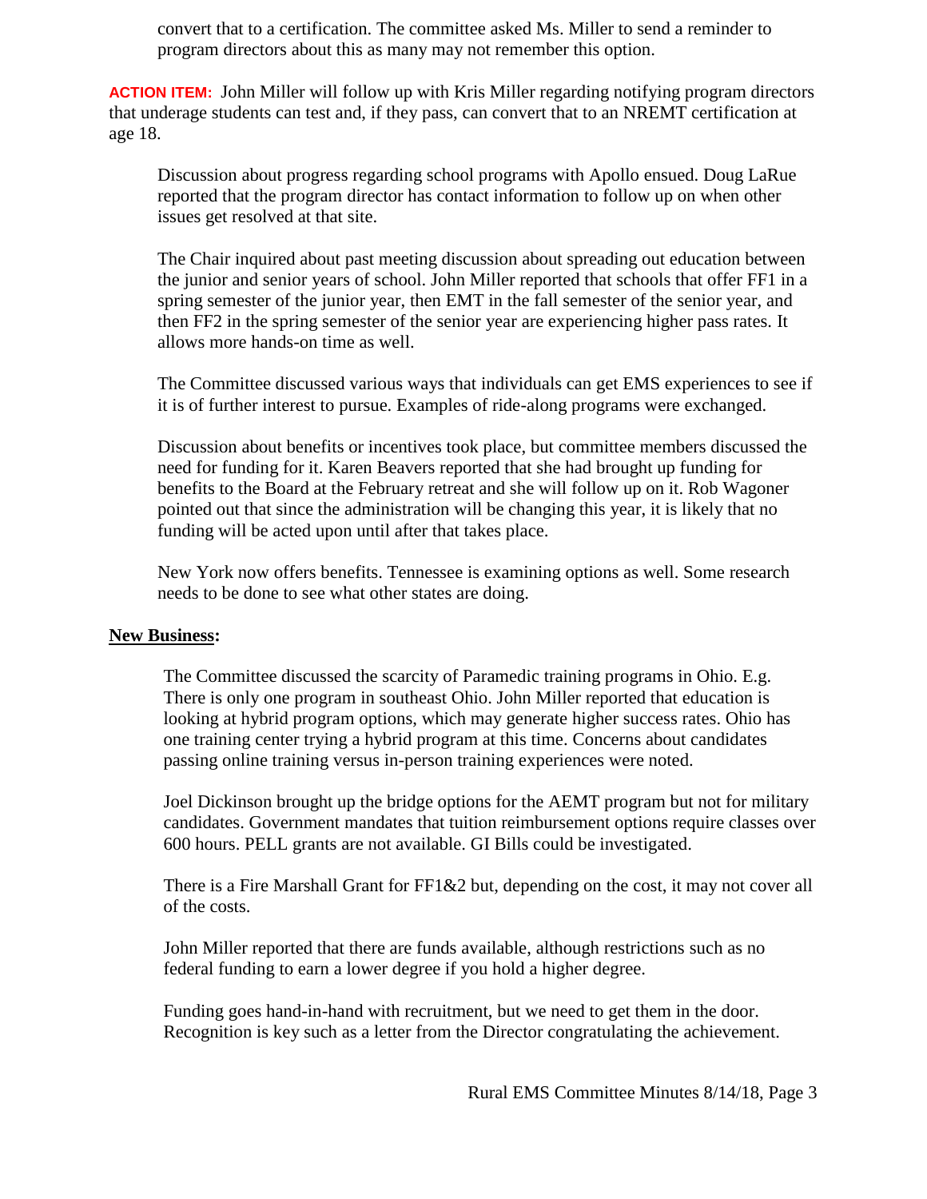convert that to a certification. The committee asked Ms. Miller to send a reminder to program directors about this as many may not remember this option.

**ACTION ITEM:** John Miller will follow up with Kris Miller regarding notifying program directors that underage students can test and, if they pass, can convert that to an NREMT certification at age 18.

Discussion about progress regarding school programs with Apollo ensued. Doug LaRue reported that the program director has contact information to follow up on when other issues get resolved at that site.

The Chair inquired about past meeting discussion about spreading out education between the junior and senior years of school. John Miller reported that schools that offer FF1 in a spring semester of the junior year, then EMT in the fall semester of the senior year, and then FF2 in the spring semester of the senior year are experiencing higher pass rates. It allows more hands-on time as well.

The Committee discussed various ways that individuals can get EMS experiences to see if it is of further interest to pursue. Examples of ride-along programs were exchanged.

Discussion about benefits or incentives took place, but committee members discussed the need for funding for it. Karen Beavers reported that she had brought up funding for benefits to the Board at the February retreat and she will follow up on it. Rob Wagoner pointed out that since the administration will be changing this year, it is likely that no funding will be acted upon until after that takes place.

New York now offers benefits. Tennessee is examining options as well. Some research needs to be done to see what other states are doing.

**New Business:**

The Committee discussed the scarcity of Paramedic training programs in Ohio. E.g. There is only one program in southeast Ohio. John Miller reported that education is looking at hybrid program options, which may generate higher success rates. Ohio has one training center trying a hybrid program at this time. Concerns about candidates passing online training versus in-person training experiences were noted.

Joel Dickinson brought up the bridge options for the AEMT program but not for military candidates. Government mandates that tuition reimbursement options require classes over 600 hours. PELL grants are not available. GI Bills could be investigated.

There is a Fire Marshall Grant for FF1&2 but, depending on the cost, it may not cover all of the costs.

John Miller reported that there are funds available, although restrictions such as no federal funding to earn a lower degree if you hold a higher degree.

Funding goes hand-in-hand with recruitment, but we need to get them in the door. Recognition is key such as a letter from the Director congratulating the achievement.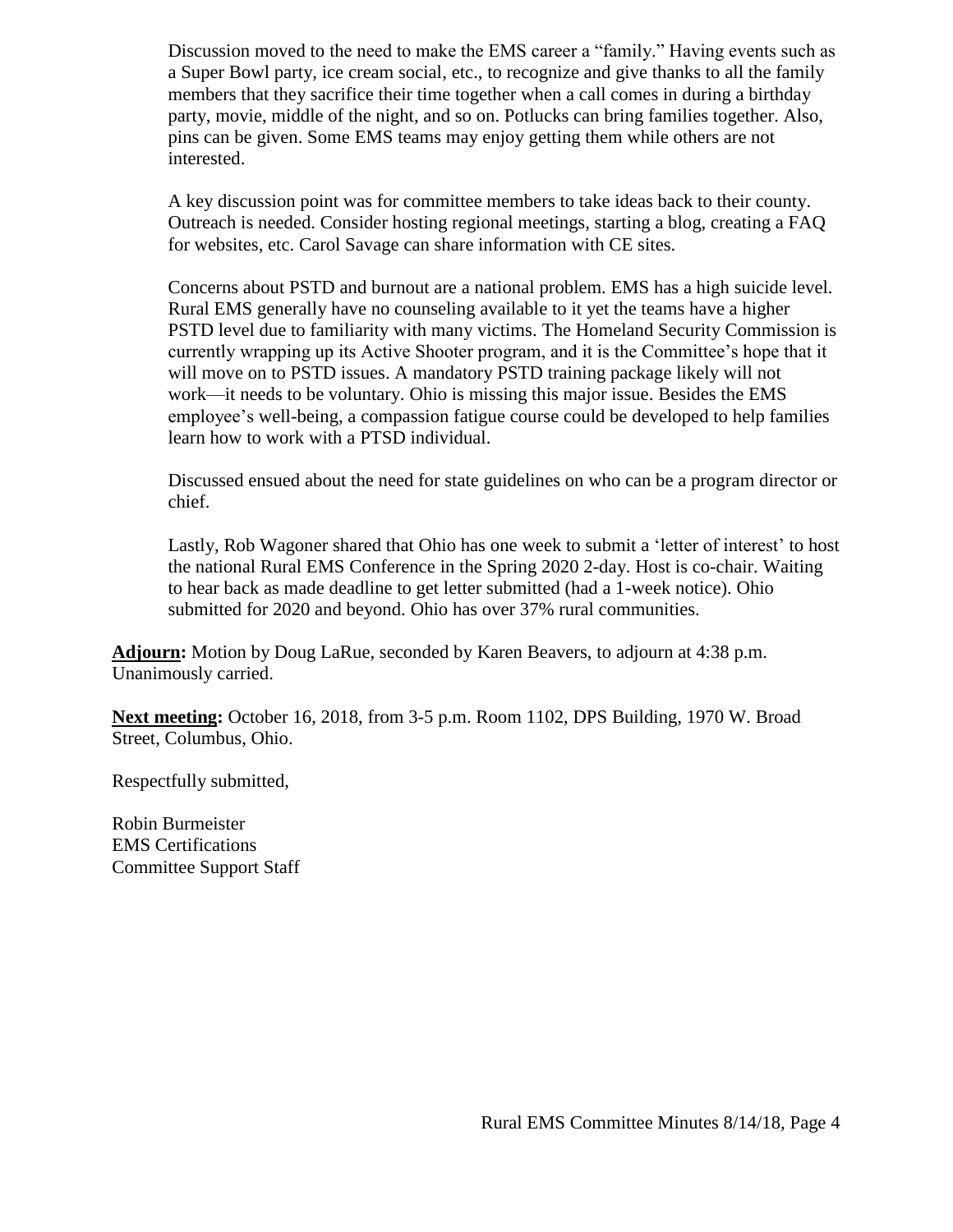Discussion moved to the need to make the EMS career a "family." Having events such as a Super Bowl party, ice cream social, etc., to recognize and give thanks to all the family members that they sacrifice their time together when a call comes in during a birthday party, movie, middle of the night, and so on. Potlucks can bring families together. Also, pins can be given. Some EMS teams may enjoy getting them while others are not interested.

A key discussion point was for committee members to take ideas back to their county. Outreach is needed. Consider hosting regional meetings, starting a blog, creating a FAQ for websites, etc. Carol Savage can share information with CE sites.

Concerns about PSTD and burnout are a national problem. EMS has a high suicide level. Rural EMS generally have no counseling available to it yet the teams have a higher PSTD level due to familiarity with many victims. The Homeland Security Commission is currently wrapping up its Active Shooter program, and it is the Committee's hope that it will move on to PSTD issues. A mandatory PSTD training package likely will not work—it needs to be voluntary. Ohio is missing this major issue. Besides the EMS employee's well-being, a compassion fatigue course could be developed to help families learn how to work with a PTSD individual.

Discussed ensued about the need for state guidelines on who can be a program director or chief.

Lastly, Rob Wagoner shared that Ohio has one week to submit a 'letter of interest' to host the national Rural EMS Conference in the Spring 2020 2-day. Host is co-chair. Waiting to hear back as made deadline to get letter submitted (had a 1-week notice). Ohio submitted for 2020 and beyond. Ohio has over 37% rural communities.

**Adjourn:** Motion by Doug LaRue, seconded by Karen Beavers, to adjourn at 4:38 p.m. Unanimously carried.

**Next meeting:** October 16, 2018, from 3-5 p.m. Room 1102, DPS Building, 1970 W. Broad Street, Columbus, Ohio.

Respectfully submitted,

Robin Burmeister
EMS Certifications
Committee Support Staff